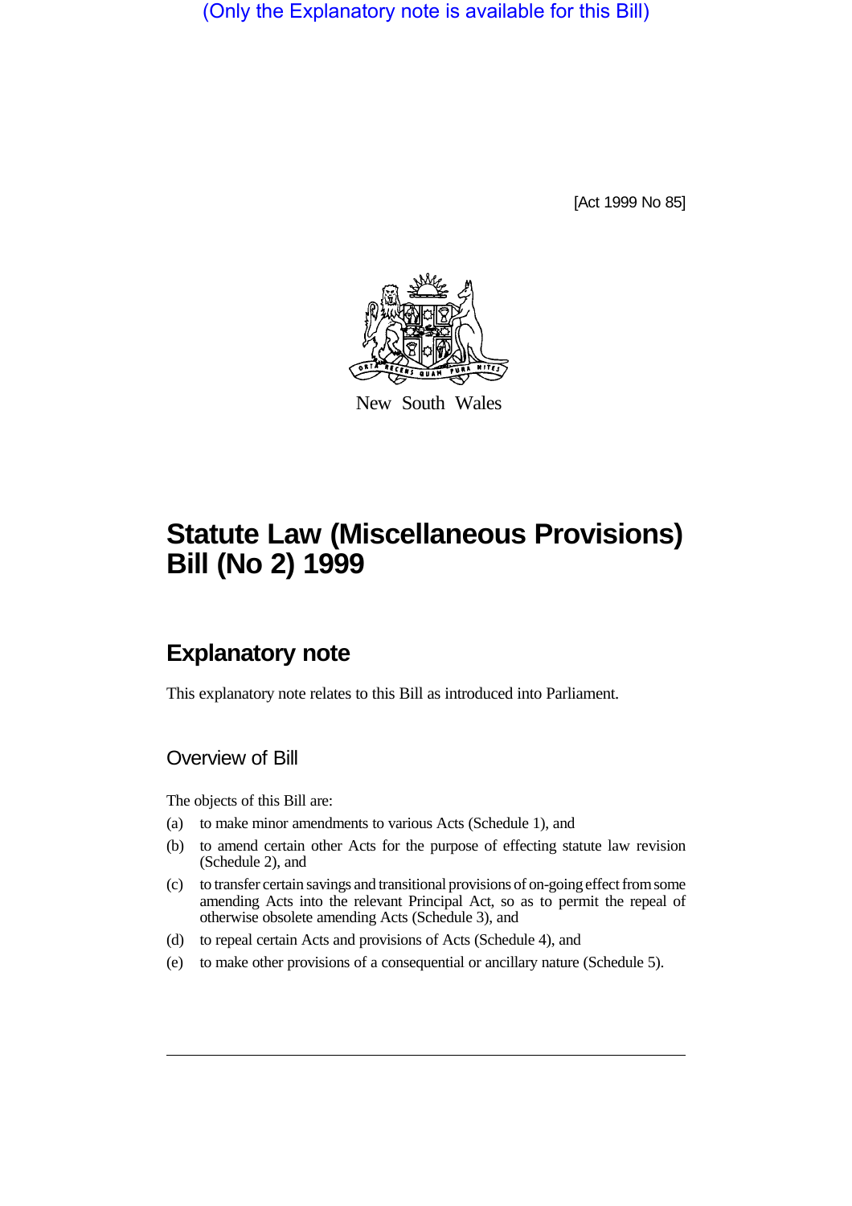(Only the Explanatory note is available for this Bill)

[Act 1999 No 85]

New South Wales

# Statute Law (Miscellaneous Provisions) Bill (No 2) 1999

## Explanatory note

This explanatory note relates to this Bill as introduced into Parliament.

### Overview of Bill

The objects of this Bill are:

(a) to make minor amendments to various Acts (Schedule 1), and

(b) to amend certain other Acts for the purpose of effecting statute law revision (Schedule 2), and

(c) to transfer certain savings and transitional provisions of on-going effect from some amending Acts into the relevant Principal Act, so as to permit the repeal of otherwise obsolete amending Acts (Schedule 3), and

(d) to repeal certain Acts and provisions of Acts (Schedule 4), and

(e) to make other provisions of a consequential or ancillary nature (Schedule 5).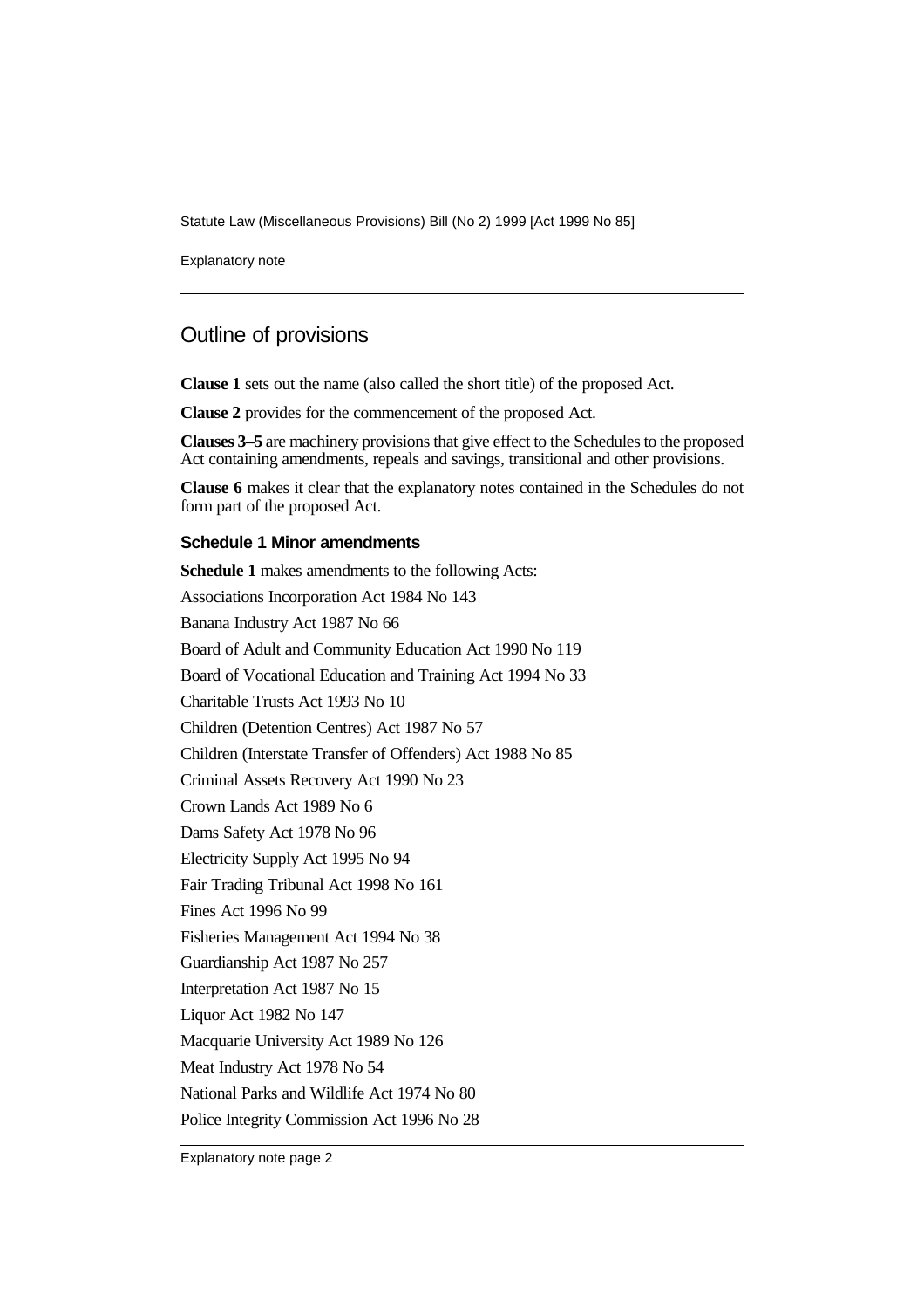## Outline of provisions

**Clause 1** sets out the name (also called the short title) of the proposed Act.

**Clause 2** provides for the commencement of the proposed Act.

**Clauses 3–5** are machinery provisions that give effect to the Schedules to the proposed Act containing amendments, repeals and savings, transitional and other provisions.

**Clause 6** makes it clear that the explanatory notes contained in the Schedules do not form part of the proposed Act.

### Schedule 1 Minor amendments

**Schedule 1** makes amendments to the following Acts:

Associations Incorporation Act 1984 No 143

Banana Industry Act 1987 No 66

Board of Adult and Community Education Act 1990 No 119

Board of Vocational Education and Training Act 1994 No 33

Charitable Trusts Act 1993 No 10

Children (Detention Centres) Act 1987 No 57

Children (Interstate Transfer of Offenders) Act 1988 No 85

Criminal Assets Recovery Act 1990 No 23

Crown Lands Act 1989 No 6

Dams Safety Act 1978 No 96

Electricity Supply Act 1995 No 94

Fair Trading Tribunal Act 1998 No 161

Fines Act 1996 No 99

Fisheries Management Act 1994 No 38

Guardianship Act 1987 No 257

Interpretation Act 1987 No 15

Liquor Act 1982 No 147

Macquarie University Act 1989 No 126

Meat Industry Act 1978 No 54

National Parks and Wildlife Act 1974 No 80

Police Integrity Commission Act 1996 No 28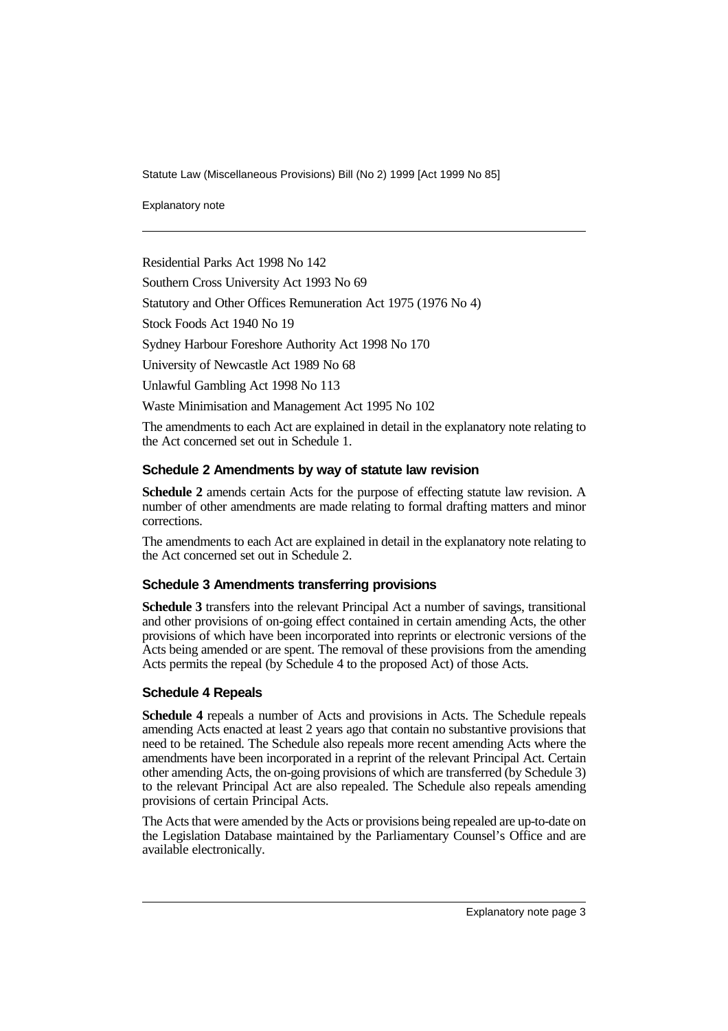Residential Parks Act 1998 No 142

Southern Cross University Act 1993 No 69

Statutory and Other Offices Remuneration Act 1975 (1976 No 4)

Stock Foods Act 1940 No 19

Sydney Harbour Foreshore Authority Act 1998 No 170

University of Newcastle Act 1989 No 68

Unlawful Gambling Act 1998 No 113

Waste Minimisation and Management Act 1995 No 102

The amendments to each Act are explained in detail in the explanatory note relating to the Act concerned set out in Schedule 1.

### Schedule 2 Amendments by way of statute law revision

**Schedule 2** amends certain Acts for the purpose of effecting statute law revision. A number of other amendments are made relating to formal drafting matters and minor corrections.

The amendments to each Act are explained in detail in the explanatory note relating to the Act concerned set out in Schedule 2.

### Schedule 3 Amendments transferring provisions

**Schedule 3** transfers into the relevant Principal Act a number of savings, transitional and other provisions of on-going effect contained in certain amending Acts, the other provisions of which have been incorporated into reprints or electronic versions of the Acts being amended or are spent. The removal of these provisions from the amending Acts permits the repeal (by Schedule 4 to the proposed Act) of those Acts.

### Schedule 4 Repeals

**Schedule 4** repeals a number of Acts and provisions in Acts. The Schedule repeals amending Acts enacted at least 2 years ago that contain no substantive provisions that need to be retained. The Schedule also repeals more recent amending Acts where the amendments have been incorporated in a reprint of the relevant Principal Act. Certain other amending Acts, the on-going provisions of which are transferred (by Schedule 3) to the relevant Principal Act are also repealed. The Schedule also repeals amending provisions of certain Principal Acts.

The Acts that were amended by the Acts or provisions being repealed are up-to-date on the Legislation Database maintained by the Parliamentary Counsel's Office and are available electronically.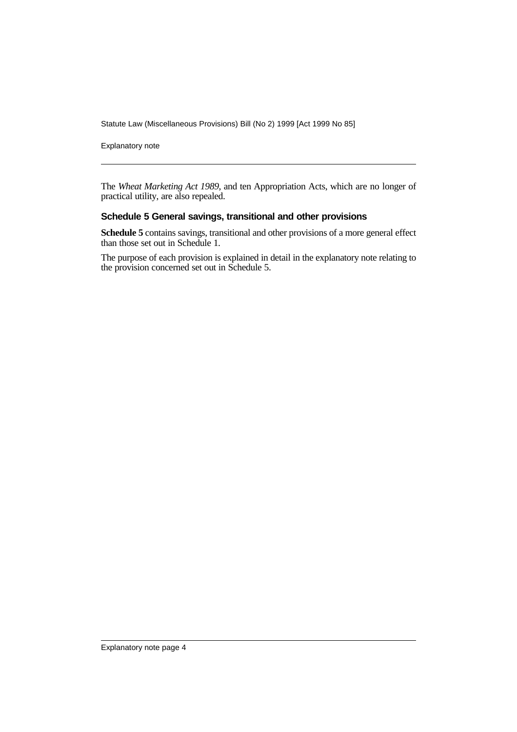The *Wheat Marketing Act 1989*, and ten Appropriation Acts, which are no longer of practical utility, are also repealed.

### Schedule 5 General savings, transitional and other provisions

**Schedule 5** contains savings, transitional and other provisions of a more general effect than those set out in Schedule 1.

The purpose of each provision is explained in detail in the explanatory note relating to the provision concerned set out in Schedule 5.